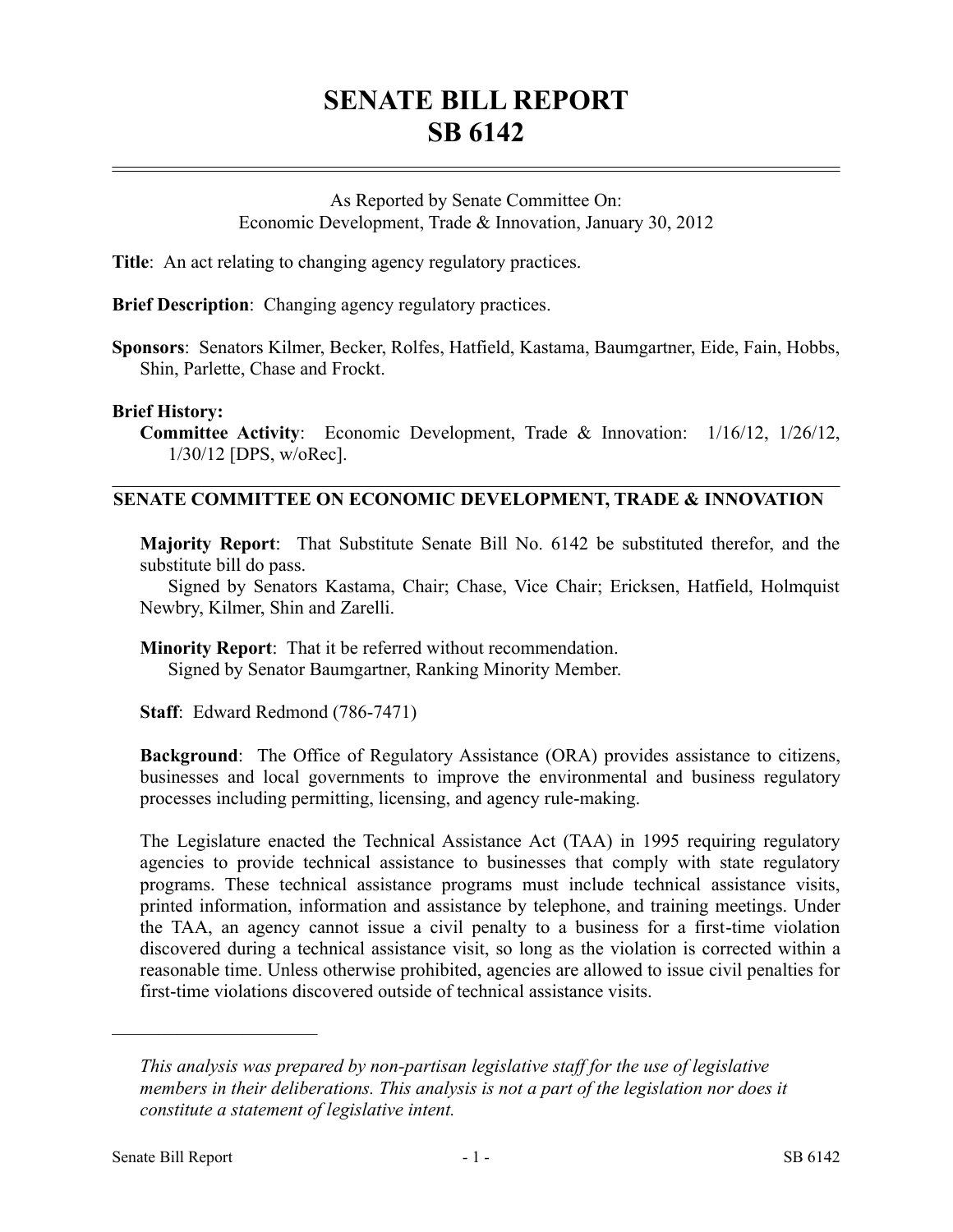# SENATE BILL REPORT
# SB 6142

As Reported by Senate Committee On:
Economic Development, Trade & Innovation, January 30, 2012

**Title**: An act relating to changing agency regulatory practices.

**Brief Description**: Changing agency regulatory practices.

**Sponsors**: Senators Kilmer, Becker, Rolfes, Hatfield, Kastama, Baumgartner, Eide, Fain, Hobbs, Shin, Parlette, Chase and Frockt.

**Brief History:**

**Committee Activity**: Economic Development, Trade & Innovation: 1/16/12, 1/26/12, 1/30/12 [DPS, w/oRec].

## SENATE COMMITTEE ON ECONOMIC DEVELOPMENT, TRADE & INNOVATION

**Majority Report**: That Substitute Senate Bill No. 6142 be substituted therefor, and the substitute bill do pass.

Signed by Senators Kastama, Chair; Chase, Vice Chair; Ericksen, Hatfield, Holmquist Newbry, Kilmer, Shin and Zarelli.

**Minority Report**: That it be referred without recommendation.

Signed by Senator Baumgartner, Ranking Minority Member.

**Staff**: Edward Redmond (786-7471)

**Background**: The Office of Regulatory Assistance (ORA) provides assistance to citizens, businesses and local governments to improve the environmental and business regulatory processes including permitting, licensing, and agency rule-making.

The Legislature enacted the Technical Assistance Act (TAA) in 1995 requiring regulatory agencies to provide technical assistance to businesses that comply with state regulatory programs. These technical assistance programs must include technical assistance visits, printed information, information and assistance by telephone, and training meetings. Under the TAA, an agency cannot issue a civil penalty to a business for a first-time violation discovered during a technical assistance visit, so long as the violation is corrected within a reasonable time. Unless otherwise prohibited, agencies are allowed to issue civil penalties for first-time violations discovered outside of technical assistance visits.

---

*This analysis was prepared by non-partisan legislative staff for the use of legislative members in their deliberations. This analysis is not a part of the legislation nor does it constitute a statement of legislative intent.*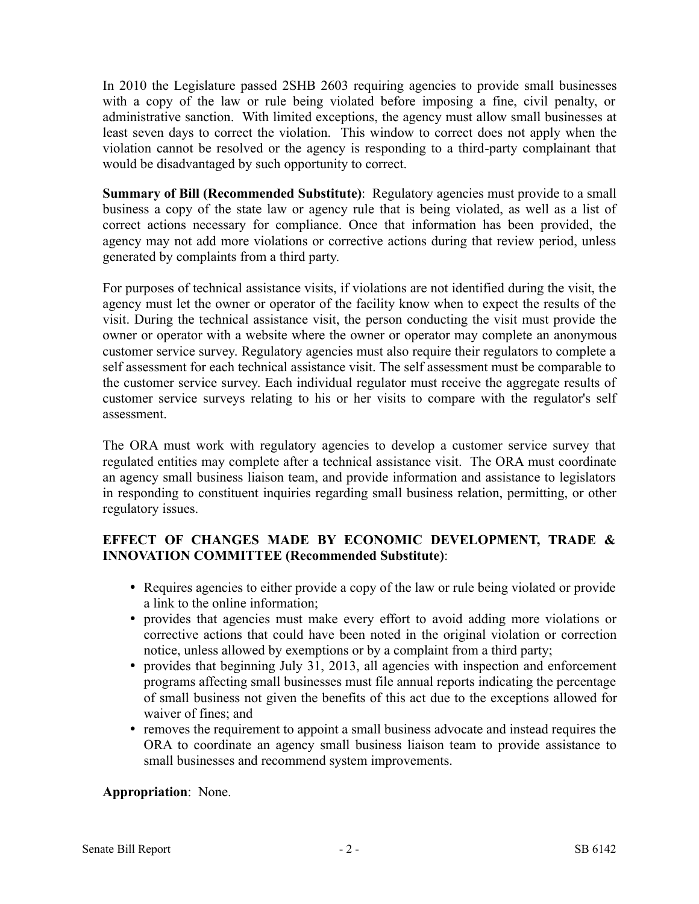In 2010 the Legislature passed 2SHB 2603 requiring agencies to provide small businesses with a copy of the law or rule being violated before imposing a fine, civil penalty, or administrative sanction. With limited exceptions, the agency must allow small businesses at least seven days to correct the violation. This window to correct does not apply when the violation cannot be resolved or the agency is responding to a third-party complainant that would be disadvantaged by such opportunity to correct.

**Summary of Bill (Recommended Substitute)**: Regulatory agencies must provide to a small business a copy of the state law or agency rule that is being violated, as well as a list of correct actions necessary for compliance. Once that information has been provided, the agency may not add more violations or corrective actions during that review period, unless generated by complaints from a third party.

For purposes of technical assistance visits, if violations are not identified during the visit, the agency must let the owner or operator of the facility know when to expect the results of the visit. During the technical assistance visit, the person conducting the visit must provide the owner or operator with a website where the owner or operator may complete an anonymous customer service survey. Regulatory agencies must also require their regulators to complete a self assessment for each technical assistance visit. The self assessment must be comparable to the customer service survey. Each individual regulator must receive the aggregate results of customer service surveys relating to his or her visits to compare with the regulator's self assessment.

The ORA must work with regulatory agencies to develop a customer service survey that regulated entities may complete after a technical assistance visit. The ORA must coordinate an agency small business liaison team, and provide information and assistance to legislators in responding to constituent inquiries regarding small business relation, permitting, or other regulatory issues.

**EFFECT OF CHANGES MADE BY ECONOMIC DEVELOPMENT, TRADE & INNOVATION COMMITTEE (Recommended Substitute)**:

- Requires agencies to either provide a copy of the law or rule being violated or provide a link to the online information;
- provides that agencies must make every effort to avoid adding more violations or corrective actions that could have been noted in the original violation or correction notice, unless allowed by exemptions or by a complaint from a third party;
- provides that beginning July 31, 2013, all agencies with inspection and enforcement programs affecting small businesses must file annual reports indicating the percentage of small business not given the benefits of this act due to the exceptions allowed for waiver of fines; and
- removes the requirement to appoint a small business advocate and instead requires the ORA to coordinate an agency small business liaison team to provide assistance to small businesses and recommend system improvements.

**Appropriation**: None.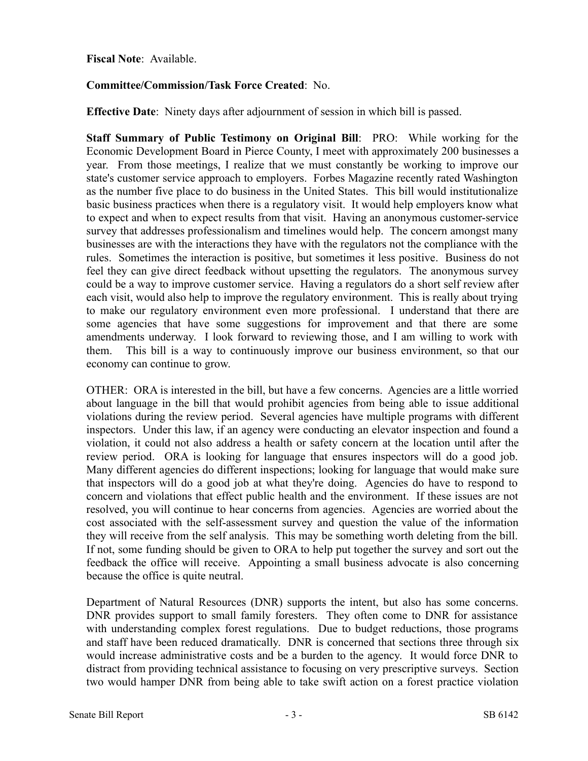**Fiscal Note**: Available.

**Committee/Commission/Task Force Created**: No.

**Effective Date**: Ninety days after adjournment of session in which bill is passed.

**Staff Summary of Public Testimony on Original Bill**: PRO: While working for the Economic Development Board in Pierce County, I meet with approximately 200 businesses a year. From those meetings, I realize that we must constantly be working to improve our state's customer service approach to employers. Forbes Magazine recently rated Washington as the number five place to do business in the United States. This bill would institutionalize basic business practices when there is a regulatory visit. It would help employers know what to expect and when to expect results from that visit. Having an anonymous customer-service survey that addresses professionalism and timelines would help. The concern amongst many businesses are with the interactions they have with the regulators not the compliance with the rules. Sometimes the interaction is positive, but sometimes it less positive. Business do not feel they can give direct feedback without upsetting the regulators. The anonymous survey could be a way to improve customer service. Having a regulators do a short self review after each visit, would also help to improve the regulatory environment. This is really about trying to make our regulatory environment even more professional. I understand that there are some agencies that have some suggestions for improvement and that there are some amendments underway. I look forward to reviewing those, and I am willing to work with them. This bill is a way to continuously improve our business environment, so that our economy can continue to grow.

OTHER: ORA is interested in the bill, but have a few concerns. Agencies are a little worried about language in the bill that would prohibit agencies from being able to issue additional violations during the review period. Several agencies have multiple programs with different inspectors. Under this law, if an agency were conducting an elevator inspection and found a violation, it could not also address a health or safety concern at the location until after the review period. ORA is looking for language that ensures inspectors will do a good job. Many different agencies do different inspections; looking for language that would make sure that inspectors will do a good job at what they're doing. Agencies do have to respond to concern and violations that effect public health and the environment. If these issues are not resolved, you will continue to hear concerns from agencies. Agencies are worried about the cost associated with the self-assessment survey and question the value of the information they will receive from the self analysis. This may be something worth deleting from the bill. If not, some funding should be given to ORA to help put together the survey and sort out the feedback the office will receive. Appointing a small business advocate is also concerning because the office is quite neutral.

Department of Natural Resources (DNR) supports the intent, but also has some concerns. DNR provides support to small family foresters. They often come to DNR for assistance with understanding complex forest regulations. Due to budget reductions, those programs and staff have been reduced dramatically. DNR is concerned that sections three through six would increase administrative costs and be a burden to the agency. It would force DNR to distract from providing technical assistance to focusing on very prescriptive surveys. Section two would hamper DNR from being able to take swift action on a forest practice violation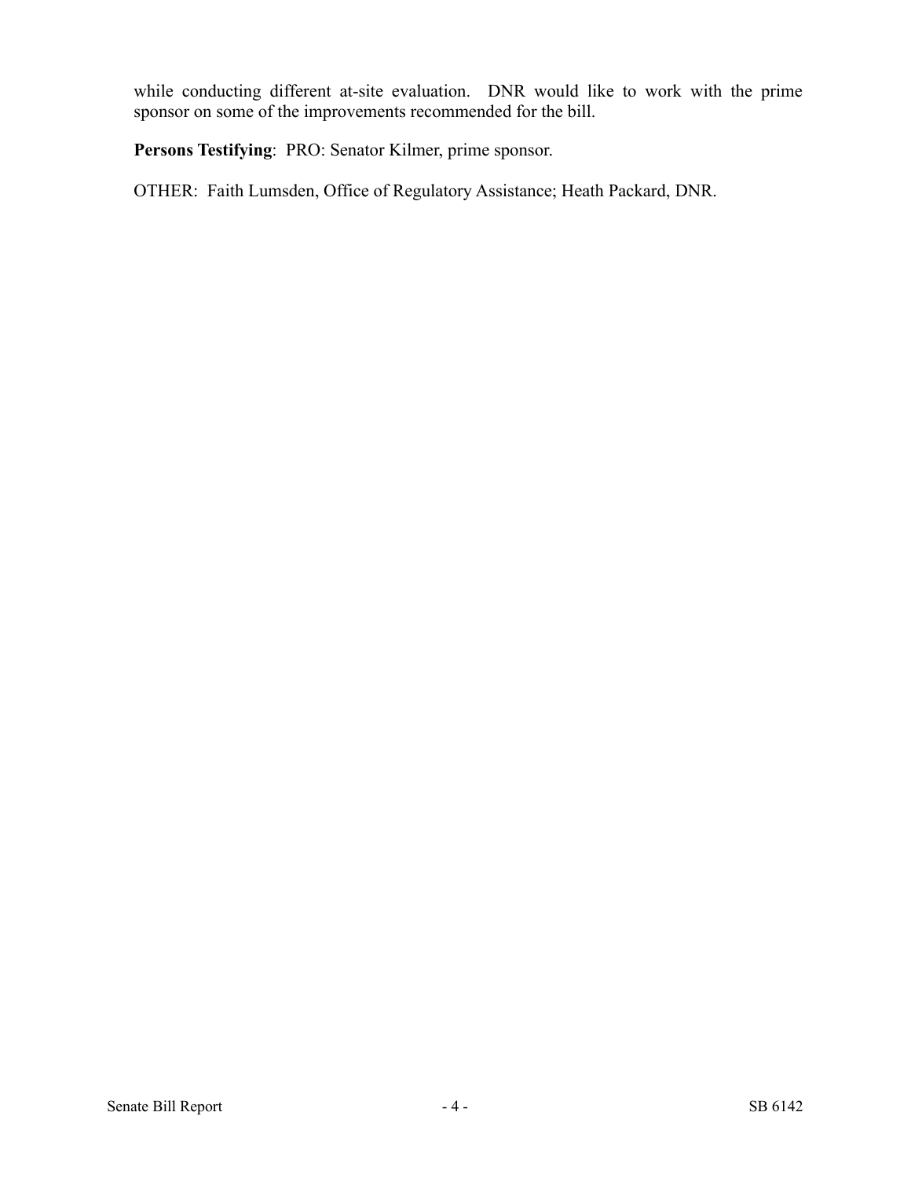while conducting different at-site evaluation. DNR would like to work with the prime sponsor on some of the improvements recommended for the bill.

**Persons Testifying**: PRO: Senator Kilmer, prime sponsor.

OTHER: Faith Lumsden, Office of Regulatory Assistance; Heath Packard, DNR.